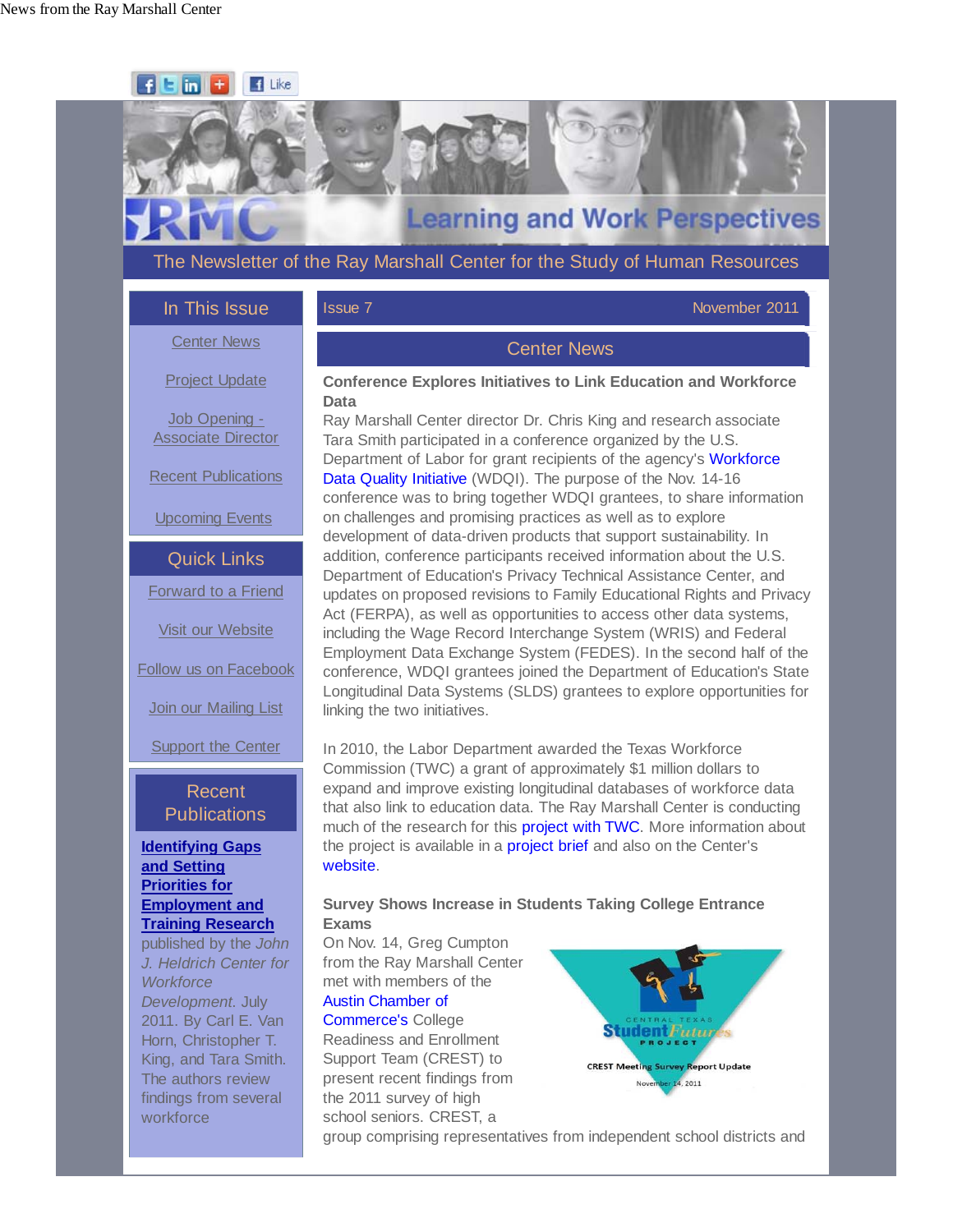News from the Ray Marshall Center

# Learning and Work Perspectives

The Newsletter of the Ray Marshall Center for the Study of Human Resources

## In This Issue

Center News

Project Update

Job Opening - Associate Director

Recent Publications

Upcoming Events

## Quick Links

Forward to a Friend

Visit our Website

Follow us on Facebook

Join our Mailing List

Support the Center

## Recent Publications

**Identifying Gaps and Setting Priorities for Employment and Training Research** published by the *John J. Heldrich Center for Workforce Development*. July 2011. By Carl E. Van Horn, Christopher T. King, and Tara Smith. The authors review findings from several workforce

Issue 7 November 2011

## Center News

**Conference Explores Initiatives to Link Education and Workforce Data**

Ray Marshall Center director Dr. Chris King and research associate Tara Smith participated in a conference organized by the U.S. Department of Labor for grant recipients of the agency's Workforce Data Quality Initiative (WDQI). The purpose of the Nov. 14-16 conference was to bring together WDQI grantees, to share information on challenges and promising practices as well as to explore development of data-driven products that support sustainability. In addition, conference participants received information about the U.S. Department of Education's Privacy Technical Assistance Center, and updates on proposed revisions to Family Educational Rights and Privacy Act (FERPA), as well as opportunities to access other data systems, including the Wage Record Interchange System (WRIS) and Federal Employment Data Exchange System (FEDES). In the second half of the conference, WDQI grantees joined the Department of Education's State Longitudinal Data Systems (SLDS) grantees to explore opportunities for linking the two initiatives.

In 2010, the Labor Department awarded the Texas Workforce Commission (TWC) a grant of approximately $1 million dollars to expand and improve existing longitudinal databases of workforce data that also link to education data. The Ray Marshall Center is conducting much of the research for this project with TWC. More information about the project is available in a project brief and also on the Center's website.

**Survey Shows Increase in Students Taking College Entrance Exams**

On Nov. 14, Greg Cumpton from the Ray Marshall Center met with members of the Austin Chamber of Commerce's College Readiness and Enrollment Support Team (CREST) to present recent findings from the 2011 survey of high school seniors. CREST, a group comprising representatives from independent school districts and

CENTRAL TEXAS Student Futures PROJECT

CREST Meeting Survey Report Update

November 14, 2011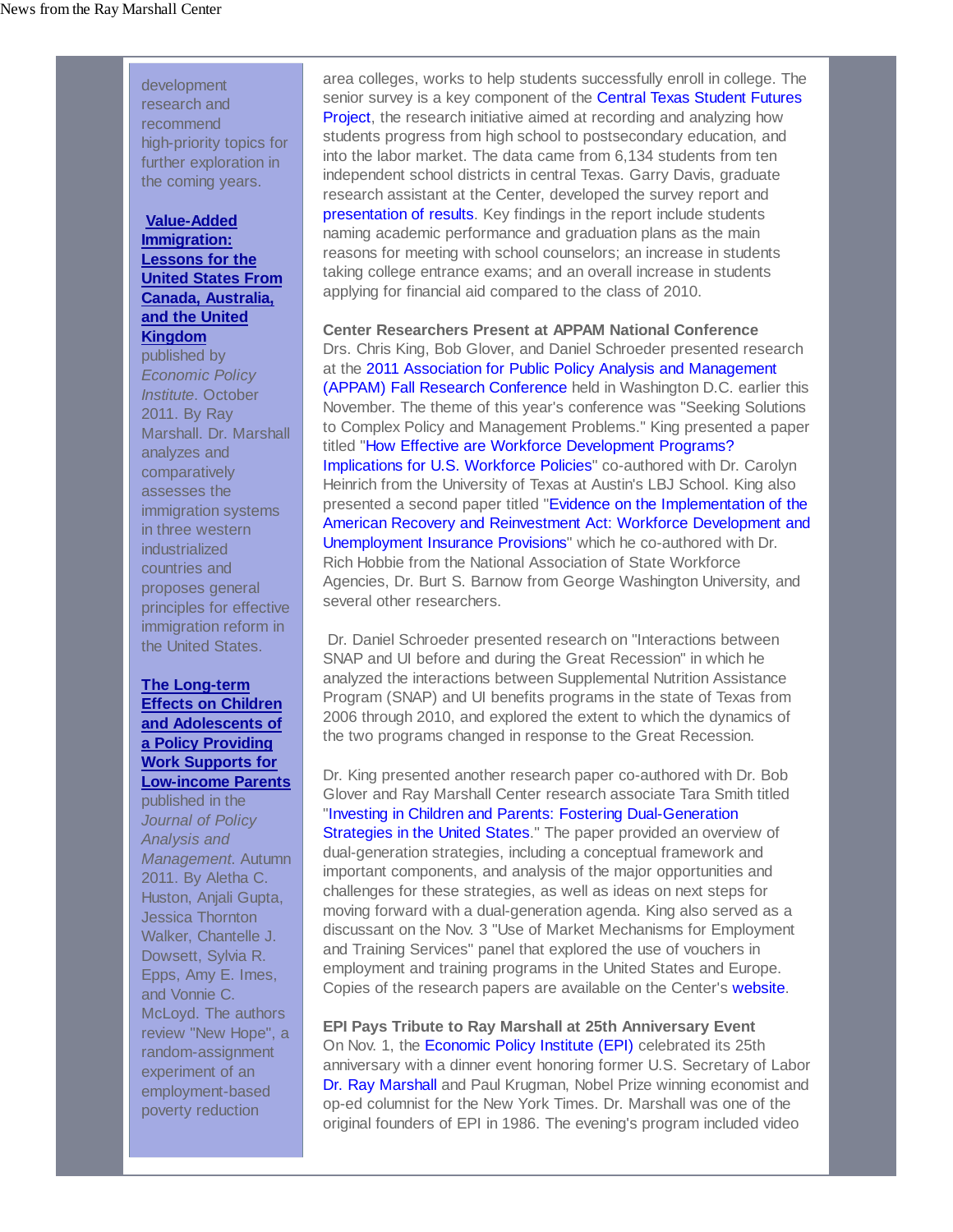development research and recommend high-priority topics for further exploration in the coming years.

**Value-Added Immigration: Lessons for the United States From Canada, Australia, and the United Kingdom** published by *Economic Policy Institute*. October 2011. By Ray Marshall. Dr. Marshall analyzes and comparatively assesses the immigration systems in three western industrialized countries and proposes general principles for effective immigration reform in the United States.

**The Long-term Effects on Children and Adolescents of a Policy Providing Work Supports for Low-income Parents** published in the *Journal of Policy Analysis and Management*. Autumn 2011. By Aletha C. Huston, Anjali Gupta, Jessica Thornton Walker, Chantelle J. Dowsett, Sylvia R. Epps, Amy E. Imes, and Vonnie C. McLoyd. The authors review "New Hope", a random-assignment experiment of an employment-based poverty reduction

area colleges, works to help students successfully enroll in college. The senior survey is a key component of the Central Texas Student Futures Project, the research initiative aimed at recording and analyzing how students progress from high school to postsecondary education, and into the labor market. The data came from 6,134 students from ten independent school districts in central Texas. Garry Davis, graduate research assistant at the Center, developed the survey report and presentation of results. Key findings in the report include students naming academic performance and graduation plans as the main reasons for meeting with school counselors; an increase in students taking college entrance exams; and an overall increase in students applying for financial aid compared to the class of 2010.

**Center Researchers Present at APPAM National Conference**

Drs. Chris King, Bob Glover, and Daniel Schroeder presented research at the 2011 Association for Public Policy Analysis and Management (APPAM) Fall Research Conference held in Washington D.C. earlier this November. The theme of this year's conference was "Seeking Solutions to Complex Policy and Management Problems." King presented a paper titled "How Effective are Workforce Development Programs? Implications for U.S. Workforce Policies" co-authored with Dr. Carolyn Heinrich from the University of Texas at Austin's LBJ School. King also presented a second paper titled "Evidence on the Implementation of the American Recovery and Reinvestment Act: Workforce Development and Unemployment Insurance Provisions" which he co-authored with Dr. Rich Hobbie from the National Association of State Workforce Agencies, Dr. Burt S. Barnow from George Washington University, and several other researchers.

Dr. Daniel Schroeder presented research on "Interactions between SNAP and UI before and during the Great Recession" in which he analyzed the interactions between Supplemental Nutrition Assistance Program (SNAP) and UI benefits programs in the state of Texas from 2006 through 2010, and explored the extent to which the dynamics of the two programs changed in response to the Great Recession.

Dr. King presented another research paper co-authored with Dr. Bob Glover and Ray Marshall Center research associate Tara Smith titled "Investing in Children and Parents: Fostering Dual-Generation Strategies in the United States." The paper provided an overview of dual-generation strategies, including a conceptual framework and important components, and analysis of the major opportunities and challenges for these strategies, as well as ideas on next steps for moving forward with a dual-generation agenda. King also served as a discussant on the Nov. 3 "Use of Market Mechanisms for Employment and Training Services" panel that explored the use of vouchers in employment and training programs in the United States and Europe. Copies of the research papers are available on the Center's website.

**EPI Pays Tribute to Ray Marshall at 25th Anniversary Event**

On Nov. 1, the Economic Policy Institute (EPI) celebrated its 25th anniversary with a dinner event honoring former U.S. Secretary of Labor Dr. Ray Marshall and Paul Krugman, Nobel Prize winning economist and op-ed columnist for the New York Times. Dr. Marshall was one of the original founders of EPI in 1986. The evening's program included video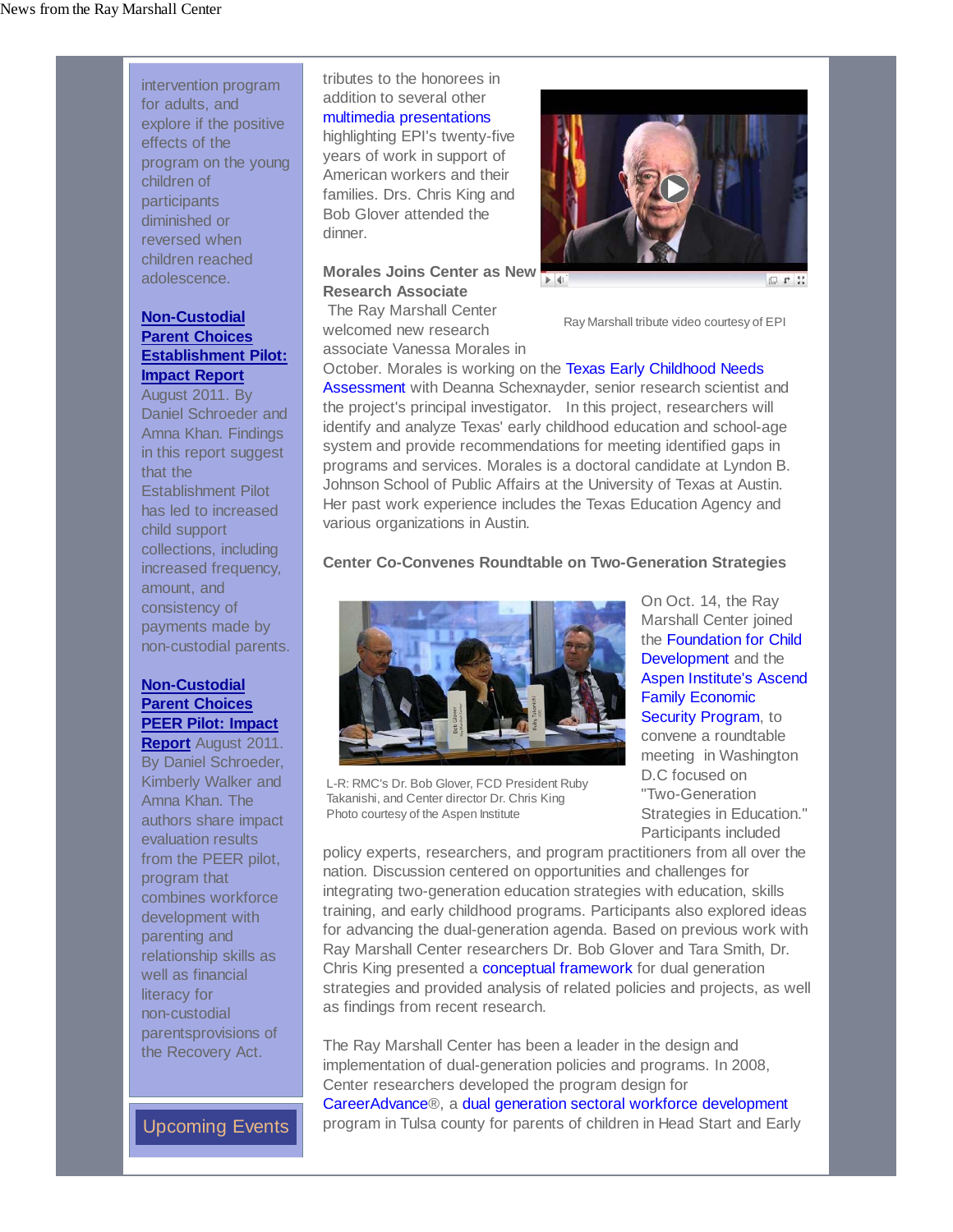intervention program for adults, and explore if the positive effects of the program on the young children of participants diminished or reversed when children reached adolescence.

**Non-Custodial Parent Choices Establishment Pilot: Impact Report** August 2011. By Daniel Schroeder and Amna Khan. Findings in this report suggest that the Establishment Pilot has led to increased child support collections, including increased frequency, amount, and consistency of payments made by non-custodial parents.

**Non-Custodial Parent Choices PEER Pilot: Impact Report** August 2011. By Daniel Schroeder, Kimberly Walker and Amna Khan. The authors share impact evaluation results from the PEER pilot, program that combines workforce development with parenting and relationship skills as well as financial literacy for non-custodial parentsprovisions of the Recovery Act.

Upcoming Events

tributes to the honorees in addition to several other multimedia presentations highlighting EPI's twenty-five years of work in support of American workers and their families. Drs. Chris King and Bob Glover attended the dinner.

Ray Marshall tribute video courtesy of EPI

**Morales Joins Center as New Research Associate**

The Ray Marshall Center welcomed new research associate Vanessa Morales in October. Morales is working on the Texas Early Childhood Needs Assessment with Deanna Schexnayder, senior research scientist and the project's principal investigator. In this project, researchers will identify and analyze Texas' early childhood education and school-age system and provide recommendations for meeting identified gaps in programs and services. Morales is a doctoral candidate at Lyndon B. Johnson School of Public Affairs at the University of Texas at Austin. Her past work experience includes the Texas Education Agency and various organizations in Austin.

**Center Co-Convenes Roundtable on Two-Generation Strategies**

L-R: RMC's Dr. Bob Glover, FCD President Ruby Takanishi, and Center director Dr. Chris King
Photo courtesy of the Aspen Institute

On Oct. 14, the Ray Marshall Center joined the Foundation for Child Development and the Aspen Institute's Ascend Family Economic Security Program, to convene a roundtable meeting in Washington D.C focused on "Two-Generation Strategies in Education." Participants included policy experts, researchers, and program practitioners from all over the nation. Discussion centered on opportunities and challenges for integrating two-generation education strategies with education, skills training, and early childhood programs. Participants also explored ideas for advancing the dual-generation agenda. Based on previous work with Ray Marshall Center researchers Dr. Bob Glover and Tara Smith, Dr. Chris King presented a conceptual framework for dual generation strategies and provided analysis of related policies and projects, as well as findings from recent research.

The Ray Marshall Center has been a leader in the design and implementation of dual-generation policies and programs. In 2008, Center researchers developed the program design for CareerAdvance®, a dual generation sectoral workforce development program in Tulsa county for parents of children in Head Start and Early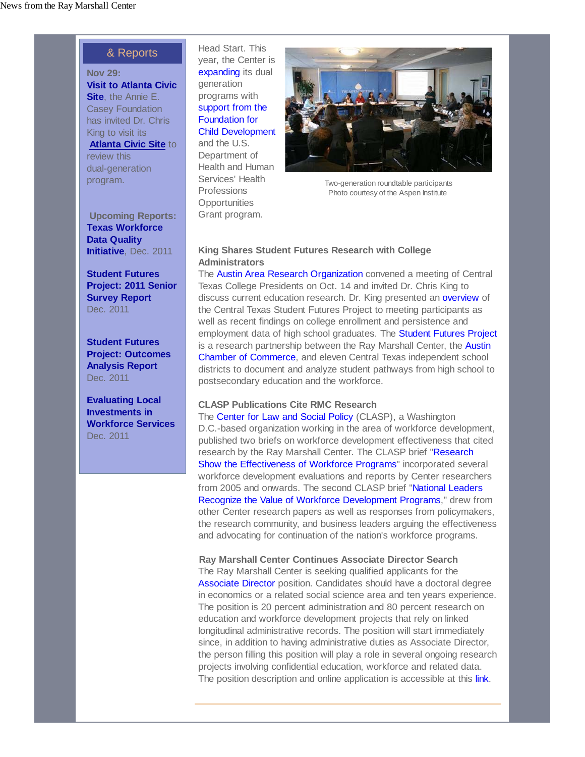## & Reports

**Nov 29:**
**Visit to Atlanta Civic Site**, the Annie E. Casey Foundation has invited Dr. Chris King to visit its **Atlanta Civic Site** to review this dual-generation program.

**Upcoming Reports:**
**Texas Workforce Data Quality Initiative**, Dec. 2011

**Student Futures Project: 2011 Senior Survey Report**
Dec. 2011

**Student Futures Project: Outcomes Analysis Report**
Dec. 2011

**Evaluating Local Investments in Workforce Services**
Dec. 2011

Head Start. This year, the Center is expanding its dual generation programs with support from the Foundation for Child Development and the U.S. Department of Health and Human Services' Health Professions Opportunities Grant program.

Two-generation roundtable participants
Photo courtesy of the Aspen Institute

### King Shares Student Futures Research with College Administrators

The Austin Area Research Organization convened a meeting of Central Texas College Presidents on Oct. 14 and invited Dr. Chris King to discuss current education research. Dr. King presented an overview of the Central Texas Student Futures Project to meeting participants as well as recent findings on college enrollment and persistence and employment data of high school graduates. The Student Futures Project is a research partnership between the Ray Marshall Center, the Austin Chamber of Commerce, and eleven Central Texas independent school districts to document and analyze student pathways from high school to postsecondary education and the workforce.

### CLASP Publications Cite RMC Research

The Center for Law and Social Policy (CLASP), a Washington D.C.-based organization working in the area of workforce development, published two briefs on workforce development effectiveness that cited research by the Ray Marshall Center. The CLASP brief "Research Show the Effectiveness of Workforce Programs" incorporated several workforce development evaluations and reports by Center researchers from 2005 and onwards. The second CLASP brief "National Leaders Recognize the Value of Workforce Development Programs," drew from other Center research papers as well as responses from policymakers, the research community, and business leaders arguing the effectiveness and advocating for continuation of the nation's workforce programs.

### Ray Marshall Center Continues Associate Director Search

The Ray Marshall Center is seeking qualified applicants for the Associate Director position. Candidates should have a doctoral degree in economics or a related social science area and ten years experience. The position is 20 percent administration and 80 percent research on education and workforce development projects that rely on linked longitudinal administrative records. The position will start immediately since, in addition to having administrative duties as Associate Director, the person filling this position will play a role in several ongoing research projects involving confidential education, workforce and related data. The position description and online application is accessible at this link.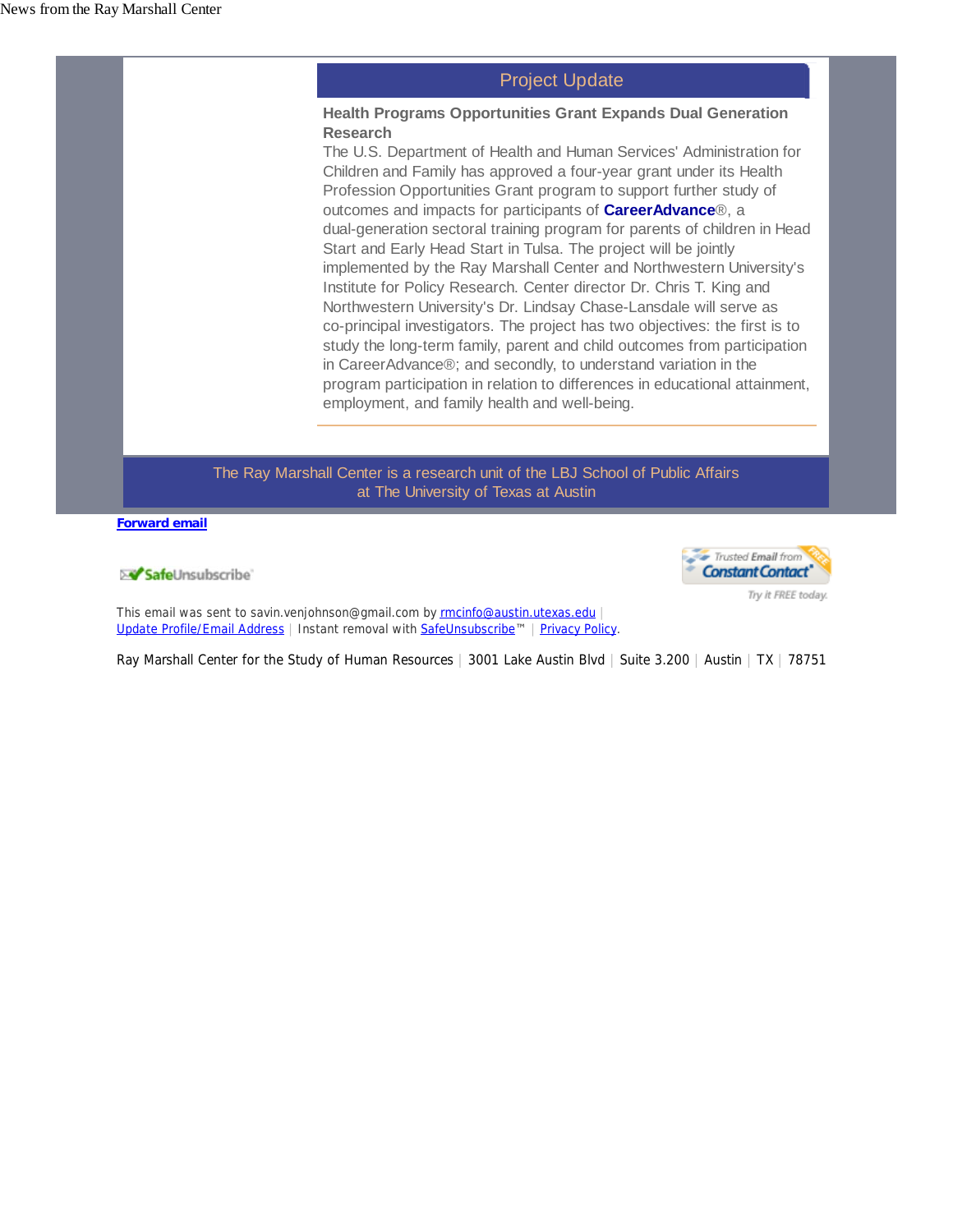## Project Update

**Health Programs Opportunities Grant Expands Dual Generation Research**

The U.S. Department of Health and Human Services' Administration for Children and Family has approved a four-year grant under its Health Profession Opportunities Grant program to support further study of outcomes and impacts for participants of **CareerAdvance**®, a dual-generation sectoral training program for parents of children in Head Start and Early Head Start in Tulsa. The project will be jointly implemented by the Ray Marshall Center and Northwestern University's Institute for Policy Research. Center director Dr. Chris T. King and Northwestern University's Dr. Lindsay Chase-Lansdale will serve as co-principal investigators. The project has two objectives: the first is to study the long-term family, parent and child outcomes from participation in CareerAdvance®; and secondly, to understand variation in the program participation in relation to differences in educational attainment, employment, and family health and well-being.

The Ray Marshall Center is a research unit of the LBJ School of Public Affairs at The University of Texas at Austin

**Forward email**

SafeUnsubscribe®

Trusted Email from Constant Contact® — Try it FREE today.

This email was sent to savin.venjohnson@gmail.com by rmcinfo@austin.utexas.edu | Update Profile/Email Address | Instant removal with SafeUnsubscribe™ | Privacy Policy.

Ray Marshall Center for the Study of Human Resources | 3001 Lake Austin Blvd | Suite 3.200 | Austin | TX | 78751